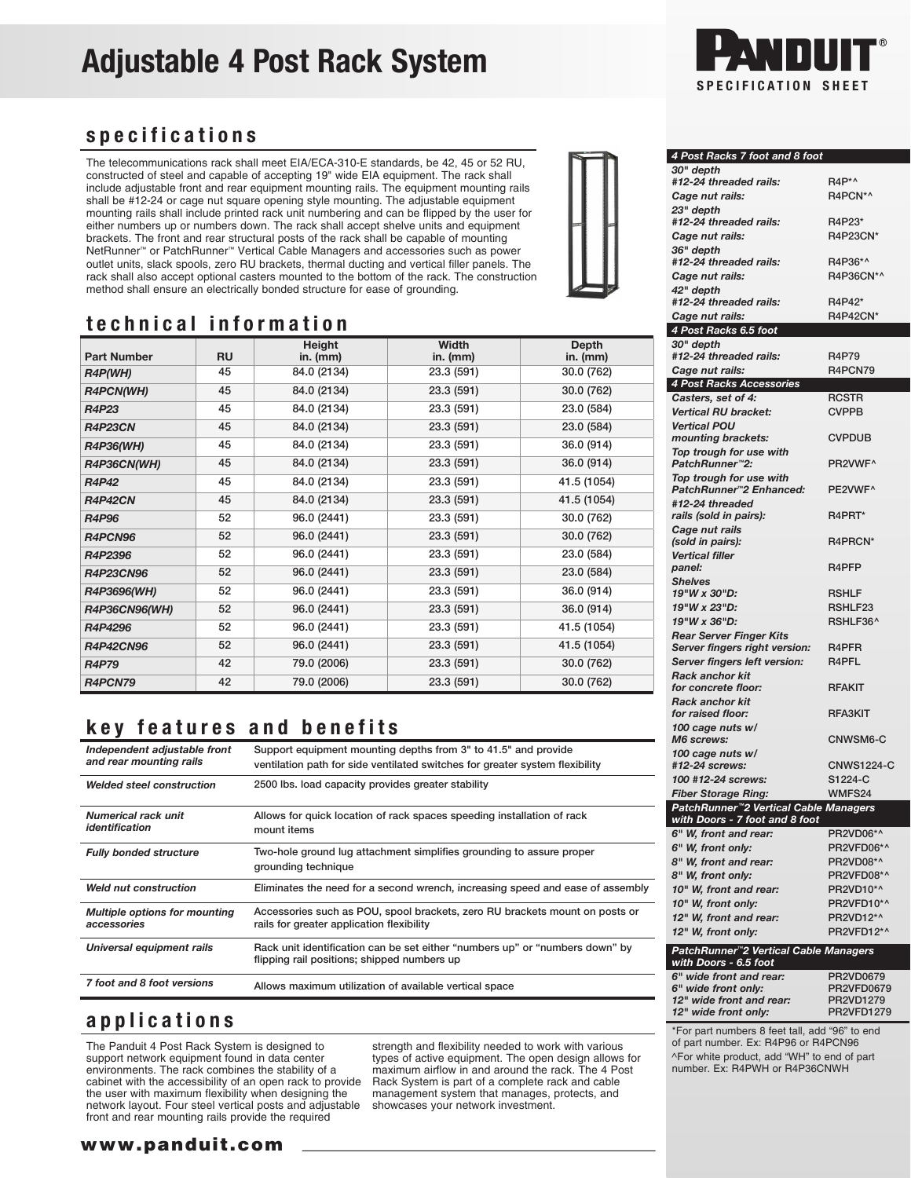# Adjustable 4 Post Rack System

SPECIFICATION SHEET

## specifications

The telecommunications rack shall meet EIA/ECA-310-E standards, be 42, 45 or 52 RU, constructed of steel and capable of accepting 19" wide EIA equipment. The rack shall include adjustable front and rear equipment mounting rails. The equipment mounting rails shall be #12-24 or cage nut square opening style mounting. The adjustable equipment mounting rails shall include printed rack unit numbering and can be flipped by the user for either numbers up or numbers down. The rack shall accept shelve units and equipment brackets. The front and rear structural posts of the rack shall be capable of mounting NetRunner™ or PatchRunner™ Vertical Cable Managers and accessories such as power outlet units, slack spools, zero RU brackets, thermal ducting and vertical filler panels. The rack shall also accept optional casters mounted to the bottom of the rack. The construction method shall ensure an electrically bonded structure for ease of grounding.

## technical information

| Part Number | RU | Height in. (mm) | Width in. (mm) | Depth in. (mm) |
|---|---|---|---|---|
| R4P(WH) | 45 | 84.0 (2134) | 23.3 (591) | 30.0 (762) |
| R4PCN(WH) | 45 | 84.0 (2134) | 23.3 (591) | 30.0 (762) |
| R4P23 | 45 | 84.0 (2134) | 23.3 (591) | 23.0 (584) |
| R4P23CN | 45 | 84.0 (2134) | 23.3 (591) | 23.0 (584) |
| R4P36(WH) | 45 | 84.0 (2134) | 23.3 (591) | 36.0 (914) |
| R4P36CN(WH) | 45 | 84.0 (2134) | 23.3 (591) | 36.0 (914) |
| R4P42 | 45 | 84.0 (2134) | 23.3 (591) | 41.5 (1054) |
| R4P42CN | 45 | 84.0 (2134) | 23.3 (591) | 41.5 (1054) |
| R4P96 | 52 | 96.0 (2441) | 23.3 (591) | 30.0 (762) |
| R4PCN96 | 52 | 96.0 (2441) | 23.3 (591) | 30.0 (762) |
| R4P2396 | 52 | 96.0 (2441) | 23.3 (591) | 23.0 (584) |
| R4P23CN96 | 52 | 96.0 (2441) | 23.3 (591) | 23.0 (584) |
| R4P3696(WH) | 52 | 96.0 (2441) | 23.3 (591) | 36.0 (914) |
| R4P36CN96(WH) | 52 | 96.0 (2441) | 23.3 (591) | 36.0 (914) |
| R4P4296 | 52 | 96.0 (2441) | 23.3 (591) | 41.5 (1054) |
| R4P42CN96 | 52 | 96.0 (2441) | 23.3 (591) | 41.5 (1054) |
| R4P79 | 42 | 79.0 (2006) | 23.3 (591) | 30.0 (762) |
| R4PCN79 | 42 | 79.0 (2006) | 23.3 (591) | 30.0 (762) |

## key features and benefits

| | |
|---|---|
| *Independent adjustable front and rear mounting rails* | Support equipment mounting depths from 3" to 41.5" and provide ventilation path for side ventilated switches for greater system flexibility |
| *Welded steel construction* | 2500 lbs. load capacity provides greater stability |
| *Numerical rack unit identification* | Allows for quick location of rack spaces speeding installation of rack mount items |
| *Fully bonded structure* | Two-hole ground lug attachment simplifies grounding to assure proper grounding technique |
| *Weld nut construction* | Eliminates the need for a second wrench, increasing speed and ease of assembly |
| *Multiple options for mounting accessories* | Accessories such as POU, spool brackets, zero RU brackets mount on posts or rails for greater application flexibility |
| *Universal equipment rails* | Rack unit identification can be set either "numbers up" or "numbers down" by flipping rail positions; shipped numbers up |
| *7 foot and 8 foot versions* | Allows maximum utilization of available vertical space |

## applications

The Panduit 4 Post Rack System is designed to support network equipment found in data center environments. The rack combines the stability of a cabinet with the accessibility of an open rack to provide the user with maximum flexibility when designing the network layout. Four steel vertical posts and adjustable front and rear mounting rails provide the required strength and flexibility needed to work with various types of active equipment. The open design allows for maximum airflow in and around the rack. The 4 Post Rack System is part of a complete rack and cable management system that manages, protects, and showcases your network investment.

www.panduit.com

| 4 Post Racks 7 foot and 8 foot | |
|---|---|
| *30" depth* | |
| *#12-24 threaded rails:* | R4P*^ |
| *Cage nut rails:* | R4PCN*^ |
| *23" depth* | |
| *#12-24 threaded rails:* | R4P23* |
| *Cage nut rails:* | R4P23CN* |
| *36" depth* | |
| *#12-24 threaded rails:* | R4P36*^ |
| *Cage nut rails:* | R4P36CN*^ |
| *42" depth* | |
| *#12-24 threaded rails:* | R4P42* |
| *Cage nut rails:* | R4P42CN* |
| **4 Post Racks 6.5 foot** | |
| *30" depth* | |
| *#12-24 threaded rails:* | R4P79 |
| *Cage nut rails:* | R4PCN79 |
| **4 Post Racks Accessories** | |
| *Casters, set of 4:* | RCSTR |
| *Vertical RU bracket:* | CVPPB |
| *Vertical POU mounting brackets:* | CVPDUB |
| *Top trough for use with PatchRunner™2:* | PR2VWF^ |
| *Top trough for use with PatchRunner™2 Enhanced:* | PE2VWF^ |
| *#12-24 threaded rails (sold in pairs):* | R4PRT* |
| *Cage nut rails (sold in pairs):* | R4PRCN* |
| *Vertical filler panel:* | R4PFP |
| *Shelves* | |
| *19"W x 30"D:* | RSHLF |
| *19"W x 23"D:* | RSHLF23 |
| *19"W x 36"D:* | RSHLF36^ |
| *Rear Server Finger Kits* | |
| *Server fingers right version:* | R4PFR |
| *Server fingers left version:* | R4PFL |
| *Rack anchor kit for concrete floor:* | RFAKIT |
| *Rack anchor kit for raised floor:* | RFA3KIT |
| *100 cage nuts w/ M6 screws:* | CNWSM6-C |
| *100 cage nuts w/ #12-24 screws:* | CNWS1224-C |
| *100 #12-24 screws:* | S1224-C |
| *Fiber Storage Ring:* | WMFS24 |
| **PatchRunner™2 Vertical Cable Managers with Doors - 7 foot and 8 foot** | |
| *6" W, front and rear:* | PR2VD06*^ |
| *6" W, front only:* | PR2VFD06*^ |
| *8" W, front and rear:* | PR2VD08*^ |
| *8" W, front only:* | PR2VFD08*^ |
| *10" W, front and rear:* | PR2VD10*^ |
| *10" W, front only:* | PR2VFD10*^ |
| *12" W, front and rear:* | PR2VD12*^ |
| *12" W, front only:* | PR2VFD12*^ |
| **PatchRunner™2 Vertical Cable Managers with Doors - 6.5 foot** | |
| *6" wide front and rear:* | PR2VD0679 |
| *6" wide front only:* | PR2VFD0679 |
| *12" wide front and rear:* | PR2VD1279 |
| *12" wide front only:* | PR2VFD1279 |

*For part numbers 8 feet tall, add "96" to end of part number. Ex: R4P96 or R4PCN96

^For white product, add "WH" to end of part number. Ex: R4PWH or R4P36CNWH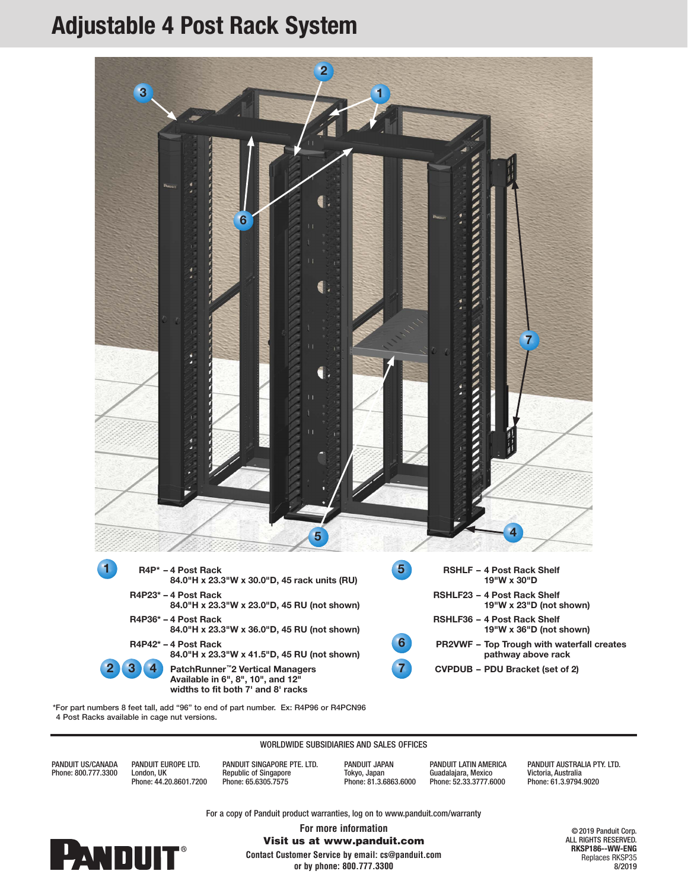# Adjustable 4 Post Rack System

1 **R4P*** – 4 Post Rack
84.0"H x 23.3"W x 30.0"D, 45 rack units (RU)

**R4P23*** – 4 Post Rack
84.0"H x 23.3"W x 23.0"D, 45 RU (not shown)

**R4P36*** – 4 Post Rack
84.0"H x 23.3"W x 36.0"D, 45 RU (not shown)

**R4P42*** – 4 Post Rack
84.0"H x 23.3"W x 41.5"D, 45 RU (not shown)

2 3 4 **PatchRunner™2 Vertical Managers**
Available in 6", 8", 10", and 12" widths to fit both 7' and 8' racks

5 **RSHLF** – 4 Post Rack Shelf
19"W x 30"D

**RSHLF23** – 4 Post Rack Shelf
19"W x 23"D (not shown)

**RSHLF36** – 4 Post Rack Shelf
19"W x 36"D (not shown)

6 **PR2VWF** – Top Trough with waterfall creates pathway above rack

7 **CVPDUB** – PDU Bracket (set of 2)

*For part numbers 8 feet tall, add "96" to end of part number. Ex: R4P96 or R4PCN96
4 Post Racks available in cage nut versions.

WORLDWIDE SUBSIDIARIES AND SALES OFFICES

PANDUIT US/CANADA
Phone: 800.777.3300

PANDUIT EUROPE LTD.
London, UK
Phone: 44.20.8601.7200

PANDUIT SINGAPORE PTE. LTD.
Republic of Singapore
Phone: 65.6305.7575

PANDUIT JAPAN
Tokyo, Japan
Phone: 81.3.6863.6000

PANDUIT LATIN AMERICA
Guadalajara, Mexico
Phone: 52.33.3777.6000

PANDUIT AUSTRALIA PTY. LTD.
Victoria, Australia
Phone: 61.3.9794.9020

For a copy of Panduit product warranties, log on to www.panduit.com/warranty

For more information
**Visit us at www.panduit.com**
Contact Customer Service by email: cs@panduit.com
or by phone: 800.777.3300

© 2019 Panduit Corp.
ALL RIGHTS RESERVED.
**RKSP186--WW-ENG**
Replaces RKSP35
8/2019